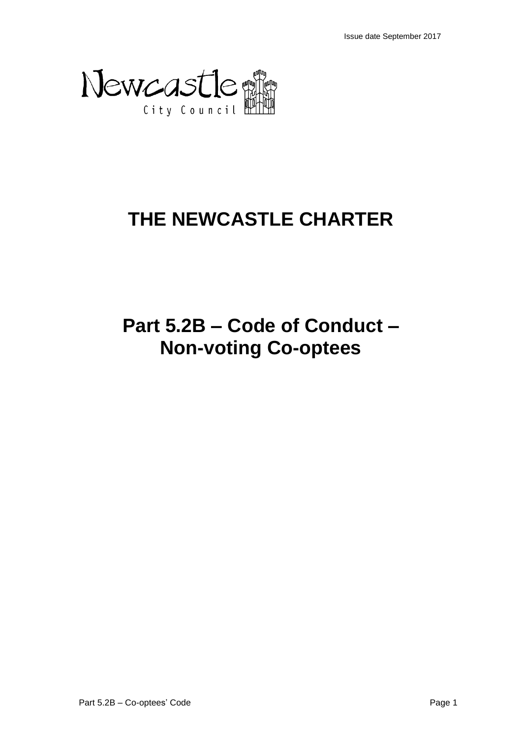Issue date September 2017

Newcastle City Council

# THE NEWCASTLE CHARTER

# Part 5.2B – Code of Conduct – Non-voting Co-optees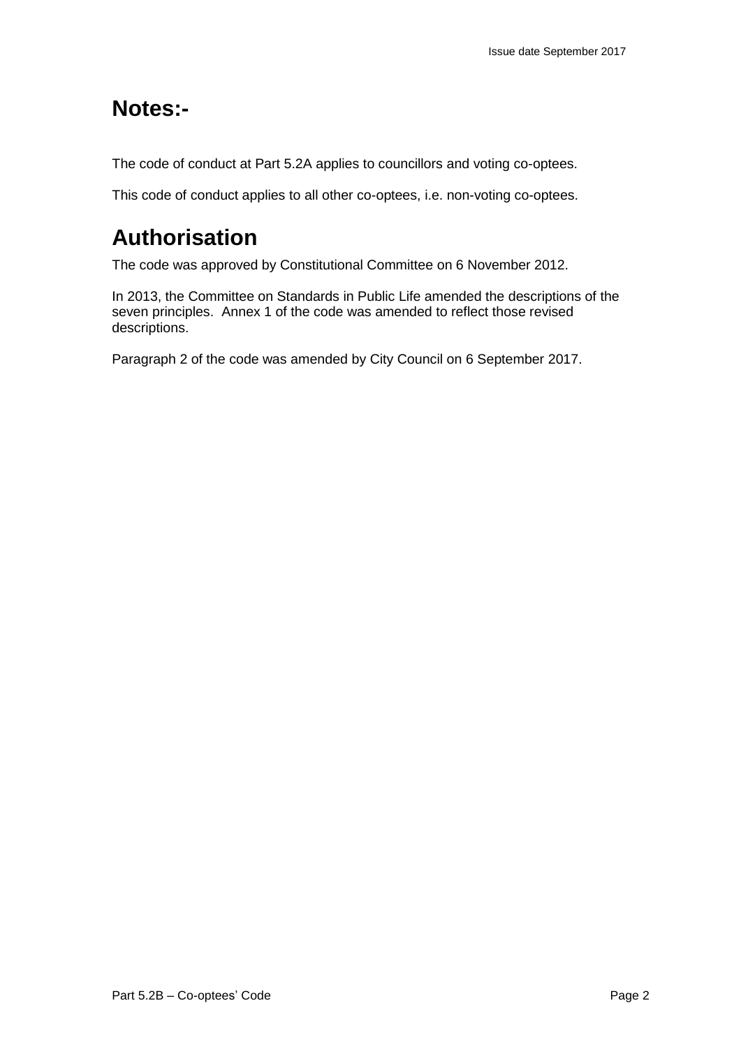## Notes:-

The code of conduct at Part 5.2A applies to councillors and voting co-optees.

This code of conduct applies to all other co-optees, i.e. non-voting co-optees.

## Authorisation

The code was approved by Constitutional Committee on 6 November 2012.

In 2013, the Committee on Standards in Public Life amended the descriptions of the seven principles. Annex 1 of the code was amended to reflect those revised descriptions.

Paragraph 2 of the code was amended by City Council on 6 September 2017.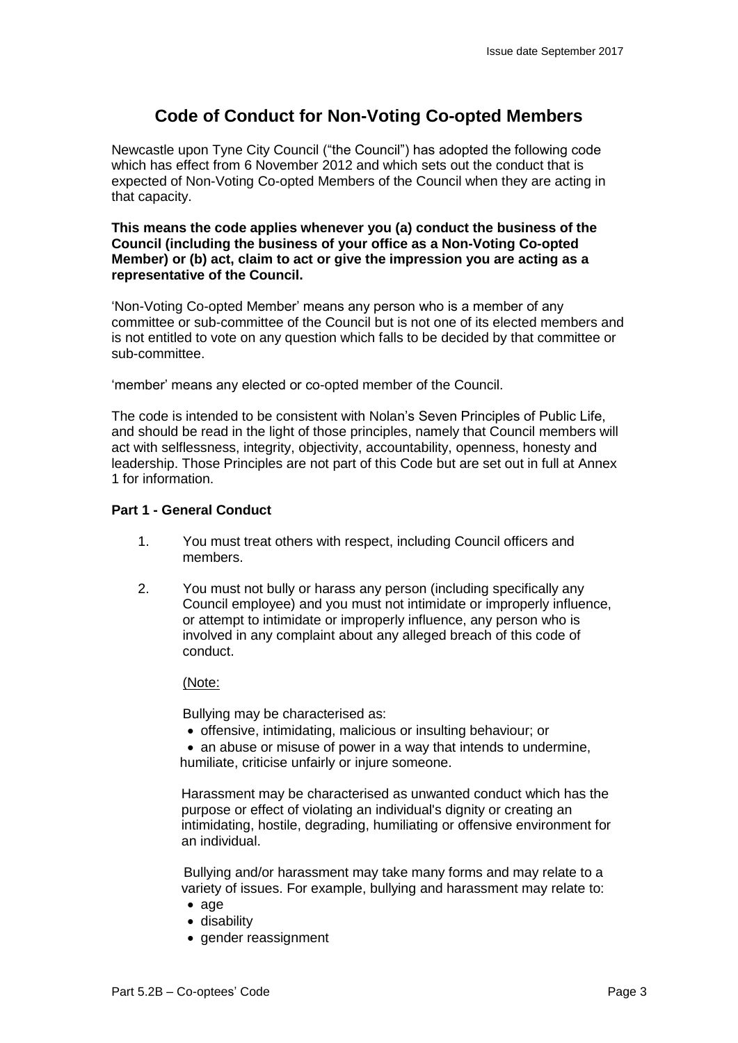# Code of Conduct for Non-Voting Co-opted Members

Newcastle upon Tyne City Council ("the Council") has adopted the following code which has effect from 6 November 2012 and which sets out the conduct that is expected of Non-Voting Co-opted Members of the Council when they are acting in that capacity.

**This means the code applies whenever you (a) conduct the business of the Council (including the business of your office as a Non-Voting Co-opted Member) or (b) act, claim to act or give the impression you are acting as a representative of the Council.**

'Non-Voting Co-opted Member' means any person who is a member of any committee or sub-committee of the Council but is not one of its elected members and is not entitled to vote on any question which falls to be decided by that committee or sub-committee.

'member' means any elected or co-opted member of the Council.

The code is intended to be consistent with Nolan's Seven Principles of Public Life, and should be read in the light of those principles, namely that Council members will act with selflessness, integrity, objectivity, accountability, openness, honesty and leadership. Those Principles are not part of this Code but are set out in full at Annex 1 for information.

**Part 1 - General Conduct**

1. You must treat others with respect, including Council officers and members.

2. You must not bully or harass any person (including specifically any Council employee) and you must not intimidate or improperly influence, or attempt to intimidate or improperly influence, any person who is involved in any complaint about any alleged breach of this code of conduct.

   (Note:

   Bullying may be characterised as:
   - offensive, intimidating, malicious or insulting behaviour; or
   - an abuse or misuse of power in a way that intends to undermine, humiliate, criticise unfairly or injure someone.

   Harassment may be characterised as unwanted conduct which has the purpose or effect of violating an individual's dignity or creating an intimidating, hostile, degrading, humiliating or offensive environment for an individual.

   Bullying and/or harassment may take many forms and may relate to a variety of issues. For example, bullying and harassment may relate to:
   - age
   - disability
   - gender reassignment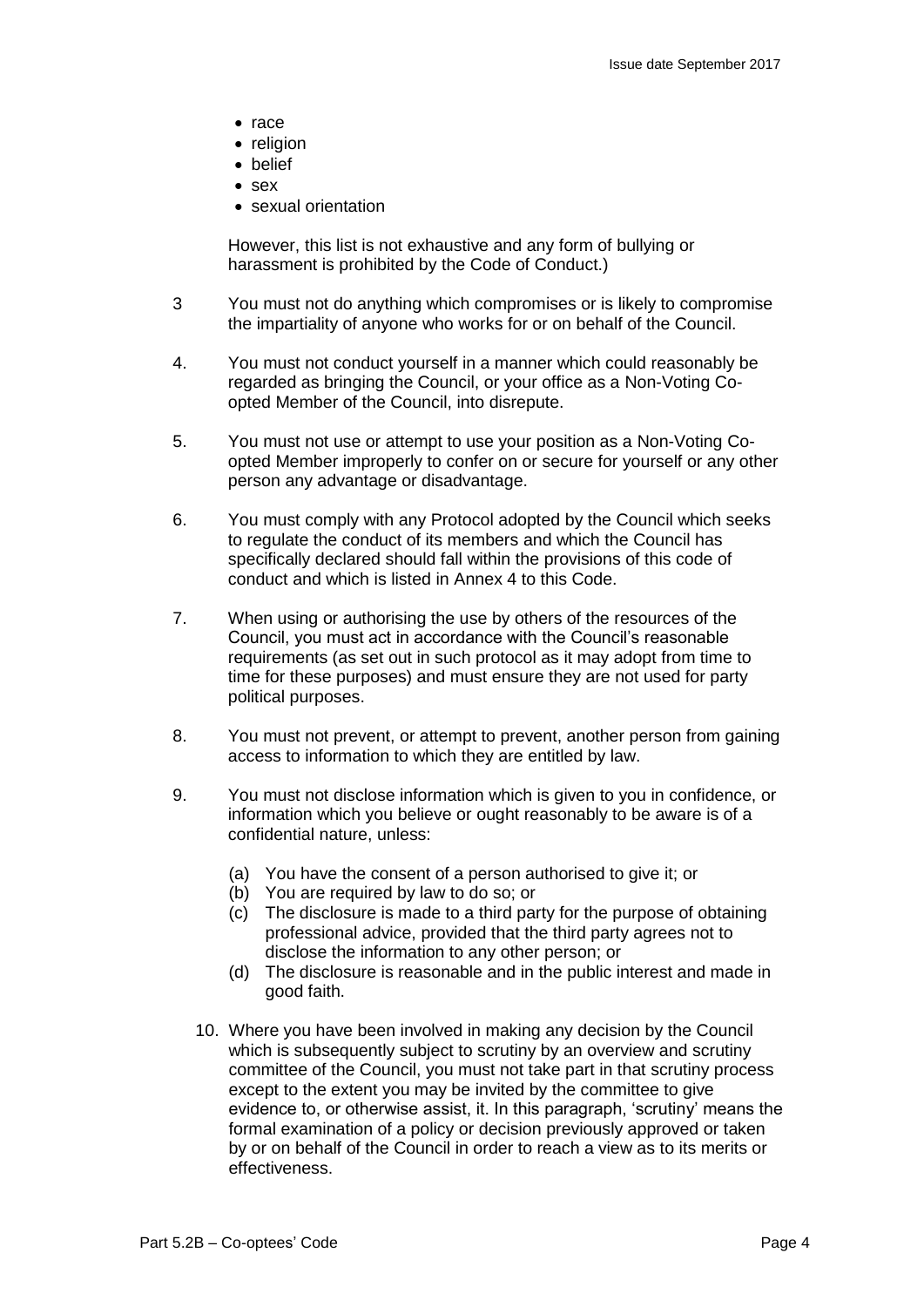- race
- religion
- belief
- sex
- sexual orientation

However, this list is not exhaustive and any form of bullying or harassment is prohibited by the Code of Conduct.)

3 You must not do anything which compromises or is likely to compromise the impartiality of anyone who works for or on behalf of the Council.

4. You must not conduct yourself in a manner which could reasonably be regarded as bringing the Council, or your office as a Non-Voting Co-opted Member of the Council, into disrepute.

5. You must not use or attempt to use your position as a Non-Voting Co-opted Member improperly to confer on or secure for yourself or any other person any advantage or disadvantage.

6. You must comply with any Protocol adopted by the Council which seeks to regulate the conduct of its members and which the Council has specifically declared should fall within the provisions of this code of conduct and which is listed in Annex 4 to this Code.

7. When using or authorising the use by others of the resources of the Council, you must act in accordance with the Council's reasonable requirements (as set out in such protocol as it may adopt from time to time for these purposes) and must ensure they are not used for party political purposes.

8. You must not prevent, or attempt to prevent, another person from gaining access to information to which they are entitled by law.

9. You must not disclose information which is given to you in confidence, or information which you believe or ought reasonably to be aware is of a confidential nature, unless:

   (a) You have the consent of a person authorised to give it; or
   (b) You are required by law to do so; or
   (c) The disclosure is made to a third party for the purpose of obtaining professional advice, provided that the third party agrees not to disclose the information to any other person; or
   (d) The disclosure is reasonable and in the public interest and made in good faith.

10. Where you have been involved in making any decision by the Council which is subsequently subject to scrutiny by an overview and scrutiny committee of the Council, you must not take part in that scrutiny process except to the extent you may be invited by the committee to give evidence to, or otherwise assist, it. In this paragraph, 'scrutiny' means the formal examination of a policy or decision previously approved or taken by or on behalf of the Council in order to reach a view as to its merits or effectiveness.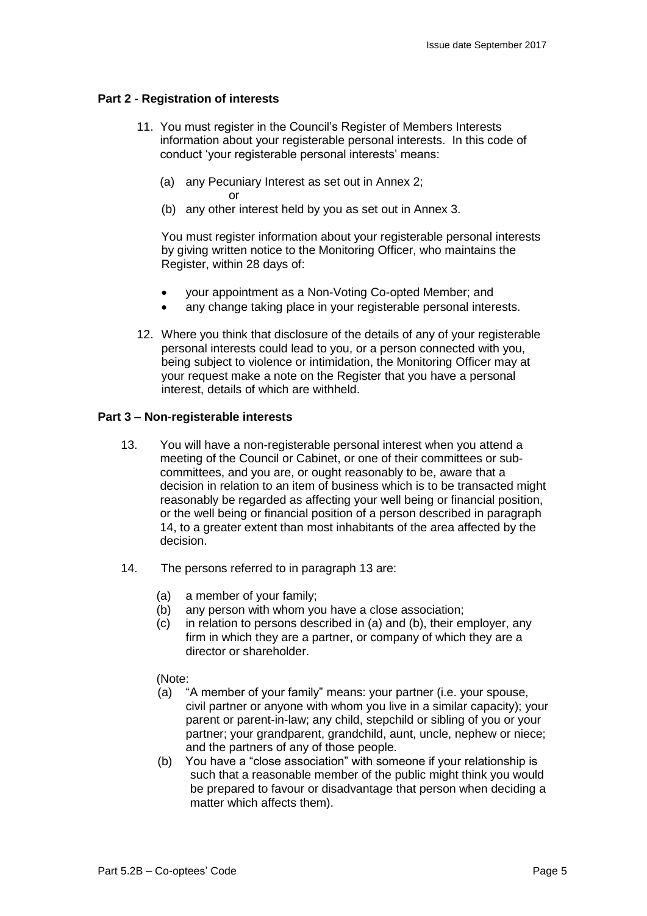## Part 2 - Registration of interests

11. You must register in the Council's Register of Members Interests information about your registerable personal interests. In this code of conduct 'your registerable personal interests' means:

    (a) any Pecuniary Interest as set out in Annex 2;
    
    or
    
    (b) any other interest held by you as set out in Annex 3.

    You must register information about your registerable personal interests by giving written notice to the Monitoring Officer, who maintains the Register, within 28 days of:

    - your appointment as a Non-Voting Co-opted Member; and
    - any change taking place in your registerable personal interests.

12. Where you think that disclosure of the details of any of your registerable personal interests could lead to you, or a person connected with you, being subject to violence or intimidation, the Monitoring Officer may at your request make a note on the Register that you have a personal interest, details of which are withheld.

## Part 3 – Non-registerable interests

13. You will have a non-registerable personal interest when you attend a meeting of the Council or Cabinet, or one of their committees or sub-committees, and you are, or ought reasonably to be, aware that a decision in relation to an item of business which is to be transacted might reasonably be regarded as affecting your well being or financial position, or the well being or financial position of a person described in paragraph 14, to a greater extent than most inhabitants of the area affected by the decision.

14. The persons referred to in paragraph 13 are:

    (a) a member of your family;
    
    (b) any person with whom you have a close association;
    
    (c) in relation to persons described in (a) and (b), their employer, any firm in which they are a partner, or company of which they are a director or shareholder.

    (Note:
    
    (a) "A member of your family" means: your partner (i.e. your spouse, civil partner or anyone with whom you live in a similar capacity); your parent or parent-in-law; any child, stepchild or sibling of you or your partner; your grandparent, grandchild, aunt, uncle, nephew or niece; and the partners of any of those people.
    
    (b) You have a "close association" with someone if your relationship is such that a reasonable member of the public might think you would be prepared to favour or disadvantage that person when deciding a matter which affects them).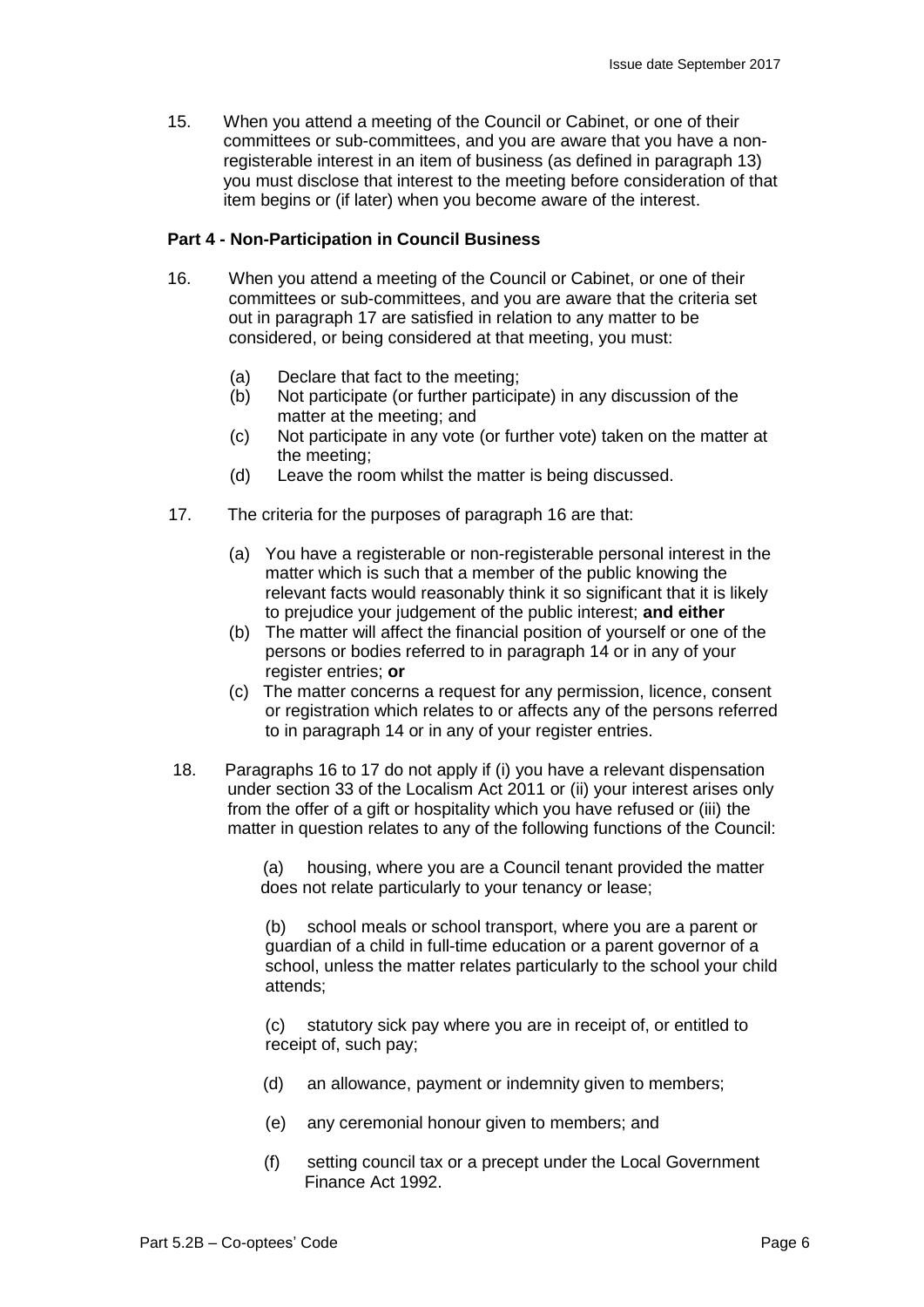15. When you attend a meeting of the Council or Cabinet, or one of their committees or sub-committees, and you are aware that you have a non-registerable interest in an item of business (as defined in paragraph 13) you must disclose that interest to the meeting before consideration of that item begins or (if later) when you become aware of the interest.

**Part 4 - Non-Participation in Council Business**

16. When you attend a meeting of the Council or Cabinet, or one of their committees or sub-committees, and you are aware that the criteria set out in paragraph 17 are satisfied in relation to any matter to be considered, or being considered at that meeting, you must:

    (a) Declare that fact to the meeting;
    (b) Not participate (or further participate) in any discussion of the matter at the meeting; and
    (c) Not participate in any vote (or further vote) taken on the matter at the meeting;
    (d) Leave the room whilst the matter is being discussed.

17. The criteria for the purposes of paragraph 16 are that:

    (a) You have a registerable or non-registerable personal interest in the matter which is such that a member of the public knowing the relevant facts would reasonably think it so significant that it is likely to prejudice your judgement of the public interest; **and either**
    (b) The matter will affect the financial position of yourself or one of the persons or bodies referred to in paragraph 14 or in any of your register entries; **or**
    (c) The matter concerns a request for any permission, licence, consent or registration which relates to or affects any of the persons referred to in paragraph 14 or in any of your register entries.

18. Paragraphs 16 to 17 do not apply if (i) you have a relevant dispensation under section 33 of the Localism Act 2011 or (ii) your interest arises only from the offer of a gift or hospitality which you have refused or (iii) the matter in question relates to any of the following functions of the Council:

    (a) housing, where you are a Council tenant provided the matter does not relate particularly to your tenancy or lease;

    (b) school meals or school transport, where you are a parent or guardian of a child in full-time education or a parent governor of a school, unless the matter relates particularly to the school your child attends;

    (c) statutory sick pay where you are in receipt of, or entitled to receipt of, such pay;

    (d) an allowance, payment or indemnity given to members;

    (e) any ceremonial honour given to members; and

    (f) setting council tax or a precept under the Local Government Finance Act 1992.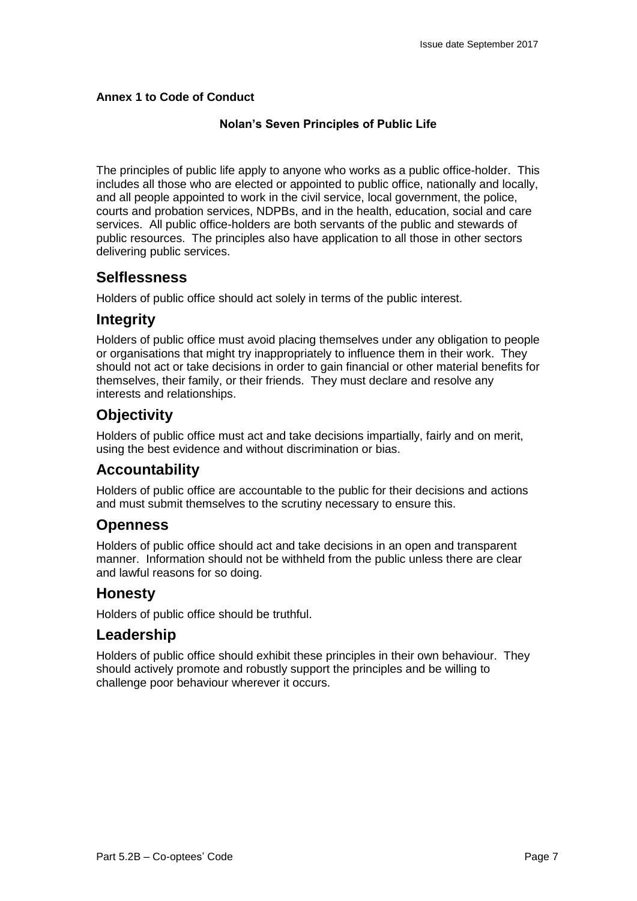**Annex 1 to Code of Conduct**

**Nolan's Seven Principles of Public Life**

The principles of public life apply to anyone who works as a public office-holder. This includes all those who are elected or appointed to public office, nationally and locally, and all people appointed to work in the civil service, local government, the police, courts and probation services, NDPBs, and in the health, education, social and care services. All public office-holders are both servants of the public and stewards of public resources. The principles also have application to all those in other sectors delivering public services.

## Selflessness

Holders of public office should act solely in terms of the public interest.

## Integrity

Holders of public office must avoid placing themselves under any obligation to people or organisations that might try inappropriately to influence them in their work. They should not act or take decisions in order to gain financial or other material benefits for themselves, their family, or their friends. They must declare and resolve any interests and relationships.

## Objectivity

Holders of public office must act and take decisions impartially, fairly and on merit, using the best evidence and without discrimination or bias.

## Accountability

Holders of public office are accountable to the public for their decisions and actions and must submit themselves to the scrutiny necessary to ensure this.

## Openness

Holders of public office should act and take decisions in an open and transparent manner. Information should not be withheld from the public unless there are clear and lawful reasons for so doing.

## Honesty

Holders of public office should be truthful.

## Leadership

Holders of public office should exhibit these principles in their own behaviour. They should actively promote and robustly support the principles and be willing to challenge poor behaviour wherever it occurs.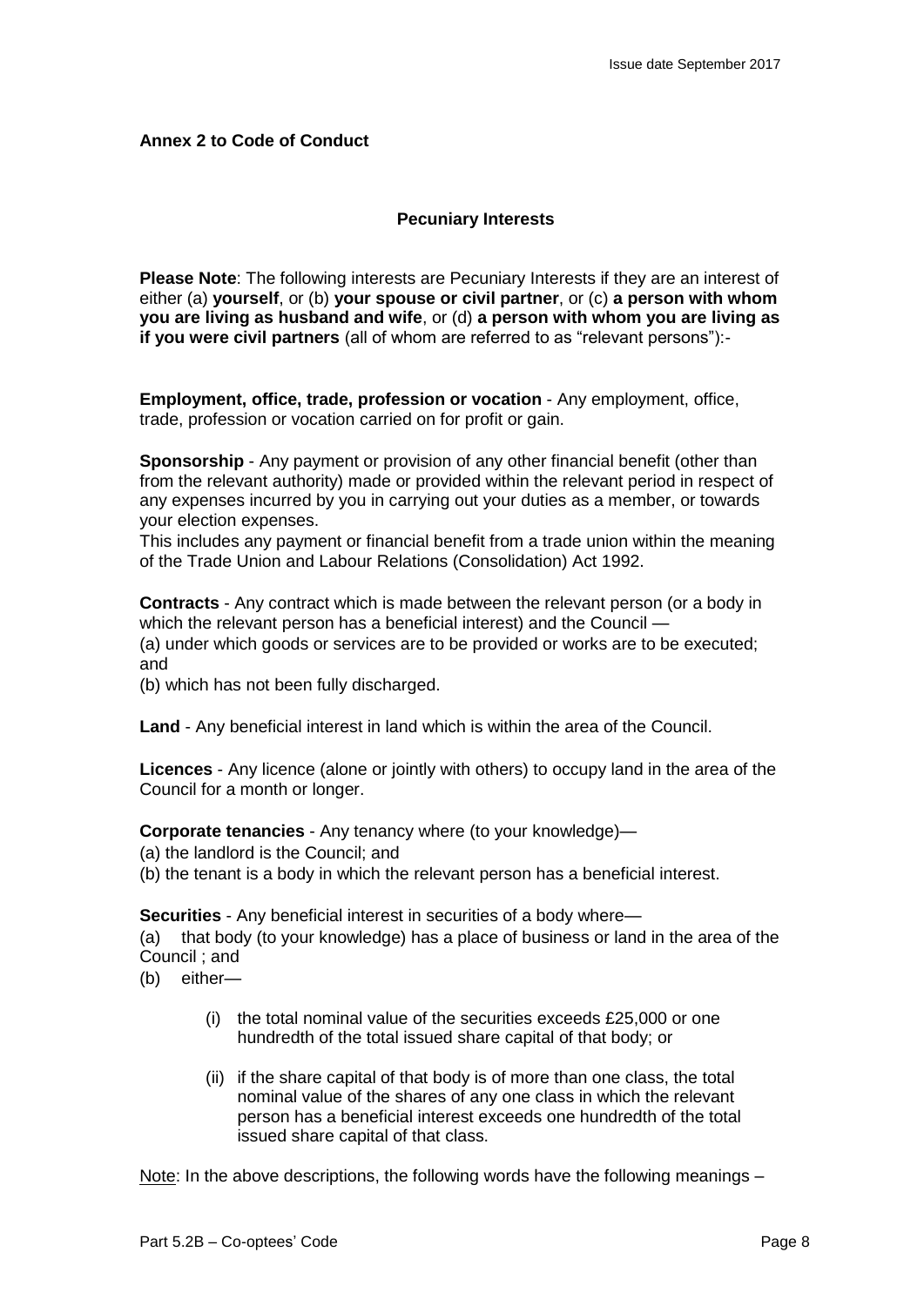**Annex 2 to Code of Conduct**

**Pecuniary Interests**

**Please Note**: The following interests are Pecuniary Interests if they are an interest of either (a) **yourself**, or (b) **your spouse or civil partner**, or (c) **a person with whom you are living as husband and wife**, or (d) **a person with whom you are living as if you were civil partners** (all of whom are referred to as "relevant persons"):-

**Employment, office, trade, profession or vocation** - Any employment, office, trade, profession or vocation carried on for profit or gain.

**Sponsorship** - Any payment or provision of any other financial benefit (other than from the relevant authority) made or provided within the relevant period in respect of any expenses incurred by you in carrying out your duties as a member, or towards your election expenses.
This includes any payment or financial benefit from a trade union within the meaning of the Trade Union and Labour Relations (Consolidation) Act 1992.

**Contracts** - Any contract which is made between the relevant person (or a body in which the relevant person has a beneficial interest) and the Council —
(a) under which goods or services are to be provided or works are to be executed; and
(b) which has not been fully discharged.

**Land** - Any beneficial interest in land which is within the area of the Council.

**Licences** - Any licence (alone or jointly with others) to occupy land in the area of the Council for a month or longer.

**Corporate tenancies** - Any tenancy where (to your knowledge)—
(a) the landlord is the Council; and
(b) the tenant is a body in which the relevant person has a beneficial interest.

**Securities** - Any beneficial interest in securities of a body where—
(a) that body (to your knowledge) has a place of business or land in the area of the Council ; and
(b) either—

(i) the total nominal value of the securities exceeds £25,000 or one hundredth of the total issued share capital of that body; or

(ii) if the share capital of that body is of more than one class, the total nominal value of the shares of any one class in which the relevant person has a beneficial interest exceeds one hundredth of the total issued share capital of that class.

Note: In the above descriptions, the following words have the following meanings –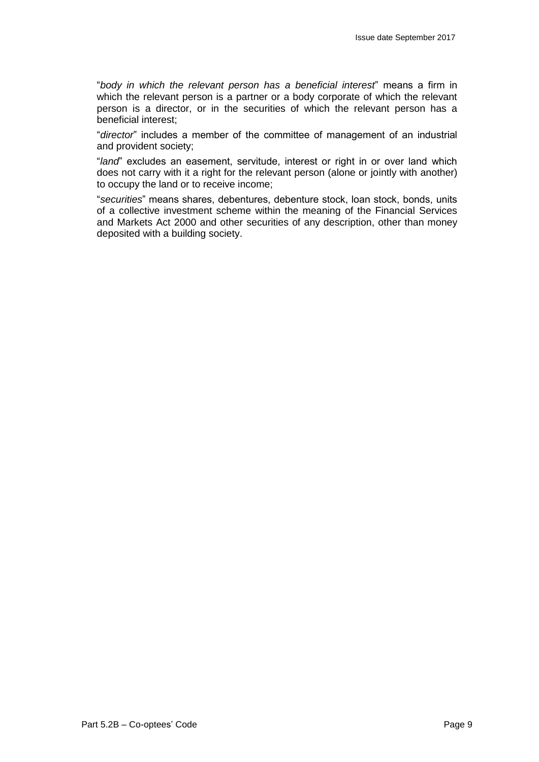"*body in which the relevant person has a beneficial interest*" means a firm in which the relevant person is a partner or a body corporate of which the relevant person is a director, or in the securities of which the relevant person has a beneficial interest;

"*director*" includes a member of the committee of management of an industrial and provident society;

"*land*" excludes an easement, servitude, interest or right in or over land which does not carry with it a right for the relevant person (alone or jointly with another) to occupy the land or to receive income;

"*securities*" means shares, debentures, debenture stock, loan stock, bonds, units of a collective investment scheme within the meaning of the Financial Services and Markets Act 2000 and other securities of any description, other than money deposited with a building society.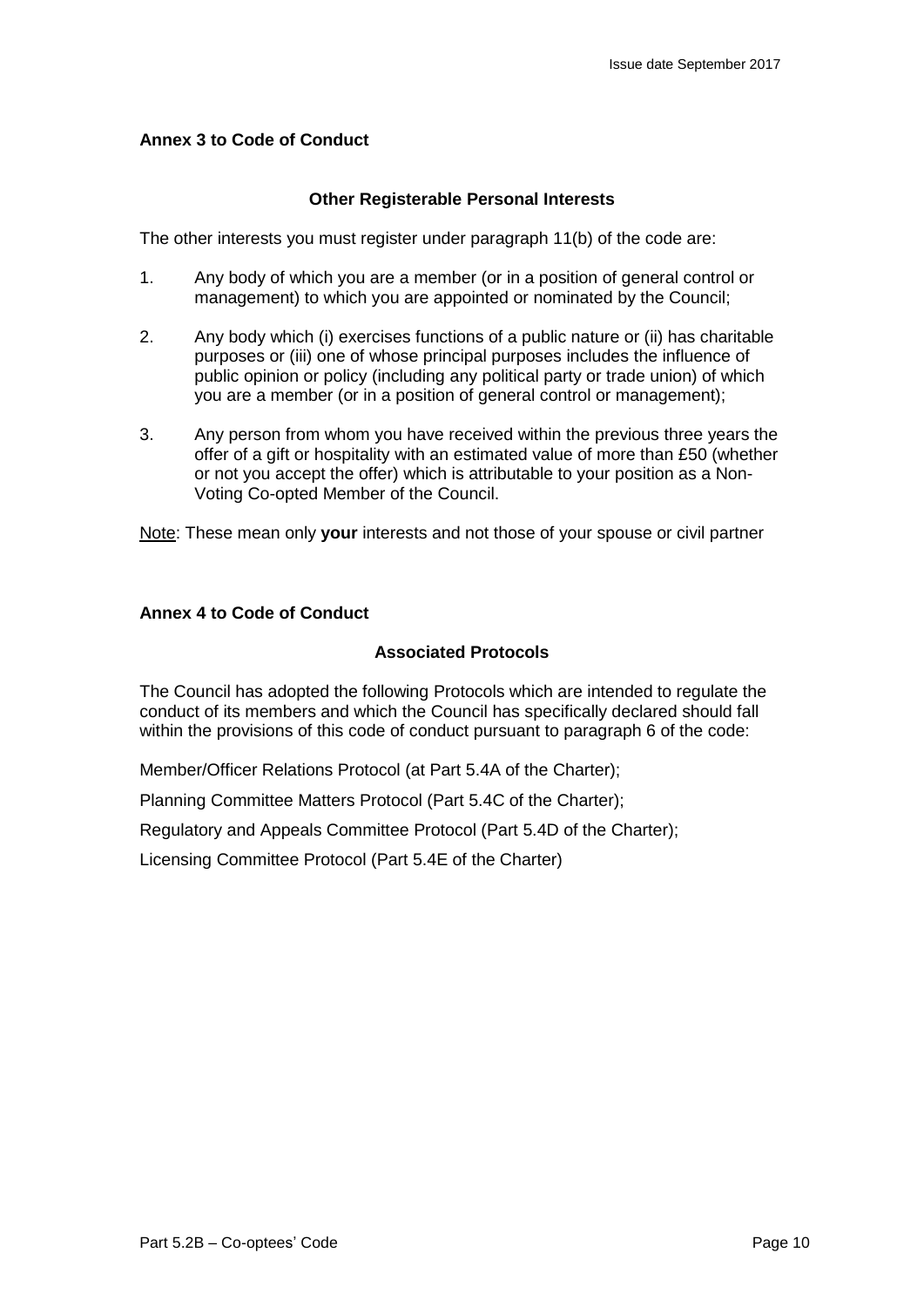## Annex 3 to Code of Conduct

### Other Registerable Personal Interests

The other interests you must register under paragraph 11(b) of the code are:

1. Any body of which you are a member (or in a position of general control or management) to which you are appointed or nominated by the Council;
2. Any body which (i) exercises functions of a public nature or (ii) has charitable purposes or (iii) one of whose principal purposes includes the influence of public opinion or policy (including any political party or trade union) of which you are a member (or in a position of general control or management);
3. Any person from whom you have received within the previous three years the offer of a gift or hospitality with an estimated value of more than £50 (whether or not you accept the offer) which is attributable to your position as a Non-Voting Co-opted Member of the Council.

Note: These mean only **your** interests and not those of your spouse or civil partner

## Annex 4 to Code of Conduct

### Associated Protocols

The Council has adopted the following Protocols which are intended to regulate the conduct of its members and which the Council has specifically declared should fall within the provisions of this code of conduct pursuant to paragraph 6 of the code:

Member/Officer Relations Protocol (at Part 5.4A of the Charter);

Planning Committee Matters Protocol (Part 5.4C of the Charter);

Regulatory and Appeals Committee Protocol (Part 5.4D of the Charter);

Licensing Committee Protocol (Part 5.4E of the Charter)